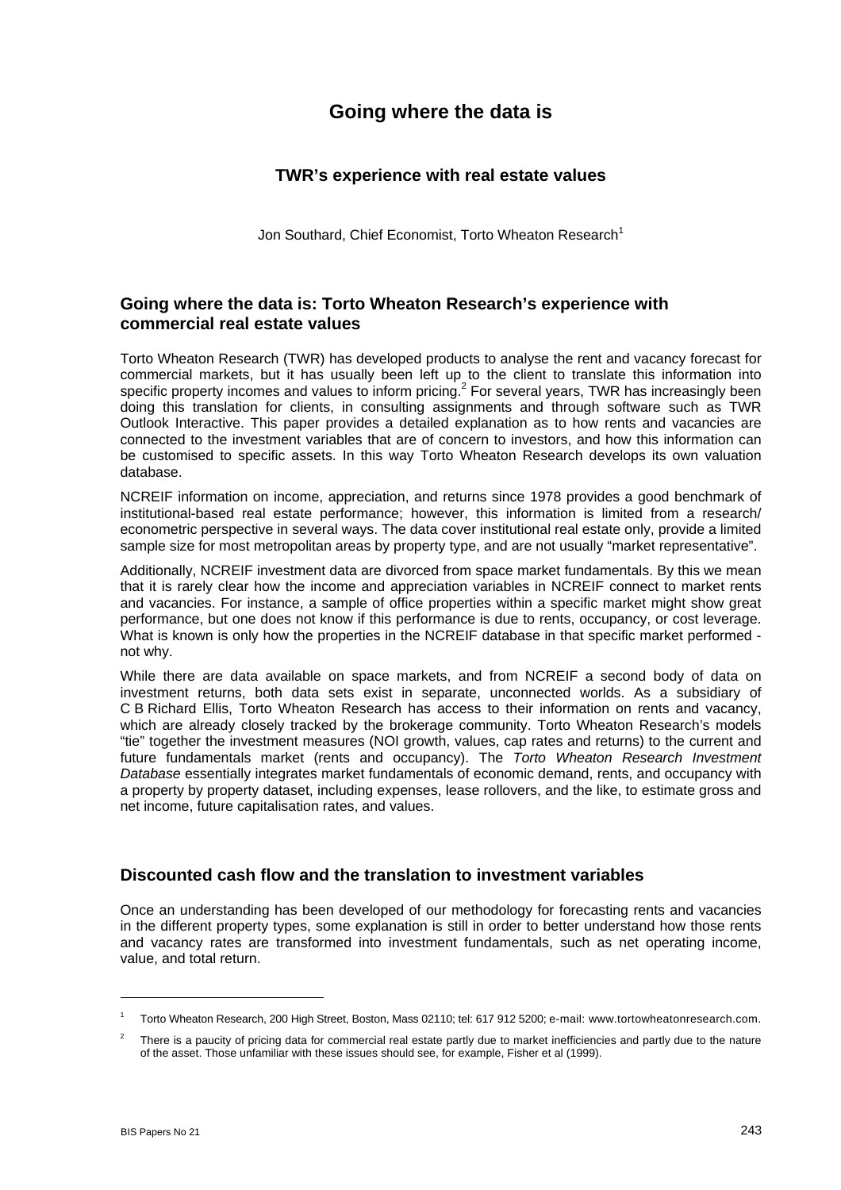# Going where the data is

## TWR's experience with real estate values

Jon Southard, Chief Economist, Torto Wheaton Research[1]

## Going where the data is: Torto Wheaton Research's experience with commercial real estate values

Torto Wheaton Research (TWR) has developed products to analyse the rent and vacancy forecast for commercial markets, but it has usually been left up to the client to translate this information into specific property incomes and values to inform pricing.[2] For several years, TWR has increasingly been doing this translation for clients, in consulting assignments and through software such as TWR Outlook Interactive. This paper provides a detailed explanation as to how rents and vacancies are connected to the investment variables that are of concern to investors, and how this information can be customised to specific assets. In this way Torto Wheaton Research develops its own valuation database.

NCREIF information on income, appreciation, and returns since 1978 provides a good benchmark of institutional-based real estate performance; however, this information is limited from a research/ econometric perspective in several ways. The data cover institutional real estate only, provide a limited sample size for most metropolitan areas by property type, and are not usually "market representative".

Additionally, NCREIF investment data are divorced from space market fundamentals. By this we mean that it is rarely clear how the income and appreciation variables in NCREIF connect to market rents and vacancies. For instance, a sample of office properties within a specific market might show great performance, but one does not know if this performance is due to rents, occupancy, or cost leverage. What is known is only how the properties in the NCREIF database in that specific market performed - not why.

While there are data available on space markets, and from NCREIF a second body of data on investment returns, both data sets exist in separate, unconnected worlds. As a subsidiary of C B Richard Ellis, Torto Wheaton Research has access to their information on rents and vacancy, which are already closely tracked by the brokerage community. Torto Wheaton Research's models "tie" together the investment measures (NOI growth, values, cap rates and returns) to the current and future fundamentals market (rents and occupancy). The *Torto Wheaton Research Investment Database* essentially integrates market fundamentals of economic demand, rents, and occupancy with a property by property dataset, including expenses, lease rollovers, and the like, to estimate gross and net income, future capitalisation rates, and values.

## Discounted cash flow and the translation to investment variables

Once an understanding has been developed of our methodology for forecasting rents and vacancies in the different property types, some explanation is still in order to better understand how those rents and vacancy rates are transformed into investment fundamentals, such as net operating income, value, and total return.

---

[1] Torto Wheaton Research, 200 High Street, Boston, Mass 02110; tel: 617 912 5200; e-mail: www.tortowheatonresearch.com.

[2] There is a paucity of pricing data for commercial real estate partly due to market inefficiencies and partly due to the nature of the asset. Those unfamiliar with these issues should see, for example, Fisher et al (1999).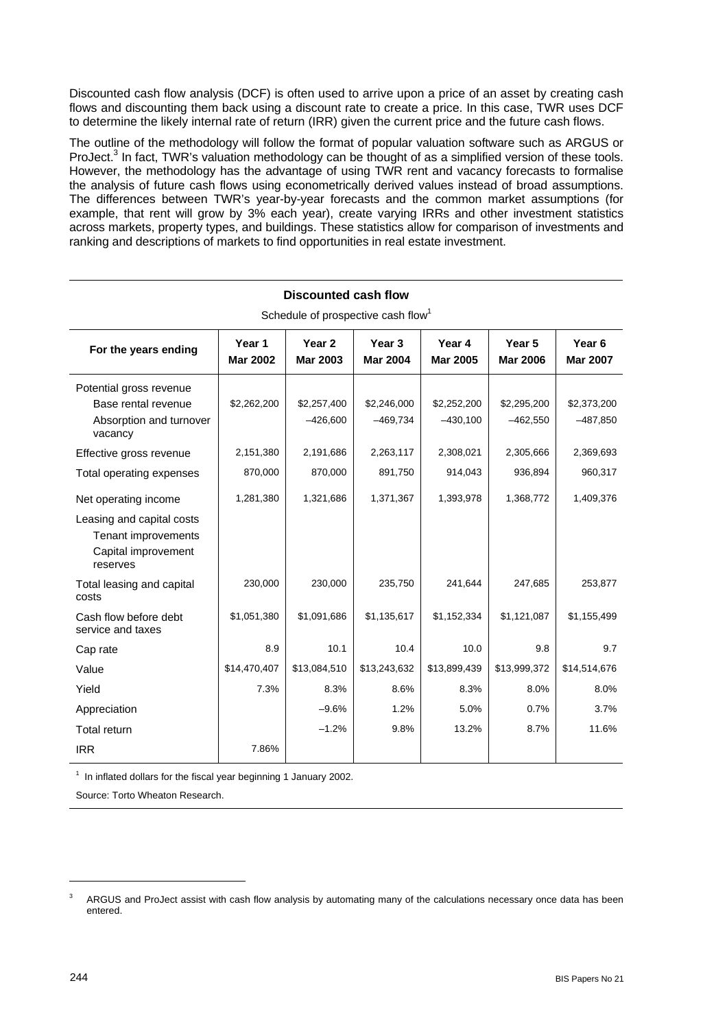Discounted cash flow analysis (DCF) is often used to arrive upon a price of an asset by creating cash flows and discounting them back using a discount rate to create a price. In this case, TWR uses DCF to determine the likely internal rate of return (IRR) given the current price and the future cash flows.

The outline of the methodology will follow the format of popular valuation software such as ARGUS or ProJect.[3] In fact, TWR's valuation methodology can be thought of as a simplified version of these tools. However, the methodology has the advantage of using TWR rent and vacancy forecasts to formalise the analysis of future cash flows using econometrically derived values instead of broad assumptions. The differences between TWR's year-by-year forecasts and the common market assumptions (for example, that rent will grow by 3% each year), create varying IRRs and other investment statistics across markets, property types, and buildings. These statistics allow for comparison of investments and ranking and descriptions of markets to find opportunities in real estate investment.

**Discounted cash flow**

Schedule of prospective cash flow[1]

| For the years ending | Year 1 Mar 2002 | Year 2 Mar 2003 | Year 3 Mar 2004 | Year 4 Mar 2005 | Year 5 Mar 2006 | Year 6 Mar 2007 |
|---|---|---|---|---|---|---|
| Potential gross revenue | | | | | | |
| Base rental revenue | $2,262,200 | $2,257,400 | $2,246,000 | $2,252,200 | $2,295,200 | $2,373,200 |
| Absorption and turnover vacancy | | –426,600 | –469,734 | –430,100 | –462,550 | –487,850 |
| Effective gross revenue | 2,151,380 | 2,191,686 | 2,263,117 | 2,308,021 | 2,305,666 | 2,369,693 |
| Total operating expenses | 870,000 | 870,000 | 891,750 | 914,043 | 936,894 | 960,317 |
| Net operating income | 1,281,380 | 1,321,686 | 1,371,367 | 1,393,978 | 1,368,772 | 1,409,376 |
| Leasing and capital costs | | | | | | |
| Tenant improvements | | | | | | |
| Capital improvement reserves | | | | | | |
| Total leasing and capital costs | 230,000 | 230,000 | 235,750 | 241,644 | 247,685 | 253,877 |
| Cash flow before debt service and taxes | $1,051,380 | $1,091,686 | $1,135,617 | $1,152,334 | $1,121,087 | $1,155,499 |
| Cap rate | 8.9 | 10.1 | 10.4 | 10.0 | 9.8 | 9.7 |
| Value | $14,470,407 | $13,084,510 | $13,243,632 | $13,899,439 | $13,999,372 | $14,514,676 |
| Yield | 7.3% | 8.3% | 8.6% | 8.3% | 8.0% | 8.0% |
| Appreciation | | –9.6% | 1.2% | 5.0% | 0.7% | 3.7% |
| Total return | | –1.2% | 9.8% | 13.2% | 8.7% | 11.6% |
| IRR | 7.86% | | | | | |

[1] In inflated dollars for the fiscal year beginning 1 January 2002.

Source: Torto Wheaton Research.

[3] ARGUS and ProJect assist with cash flow analysis by automating many of the calculations necessary once data has been entered.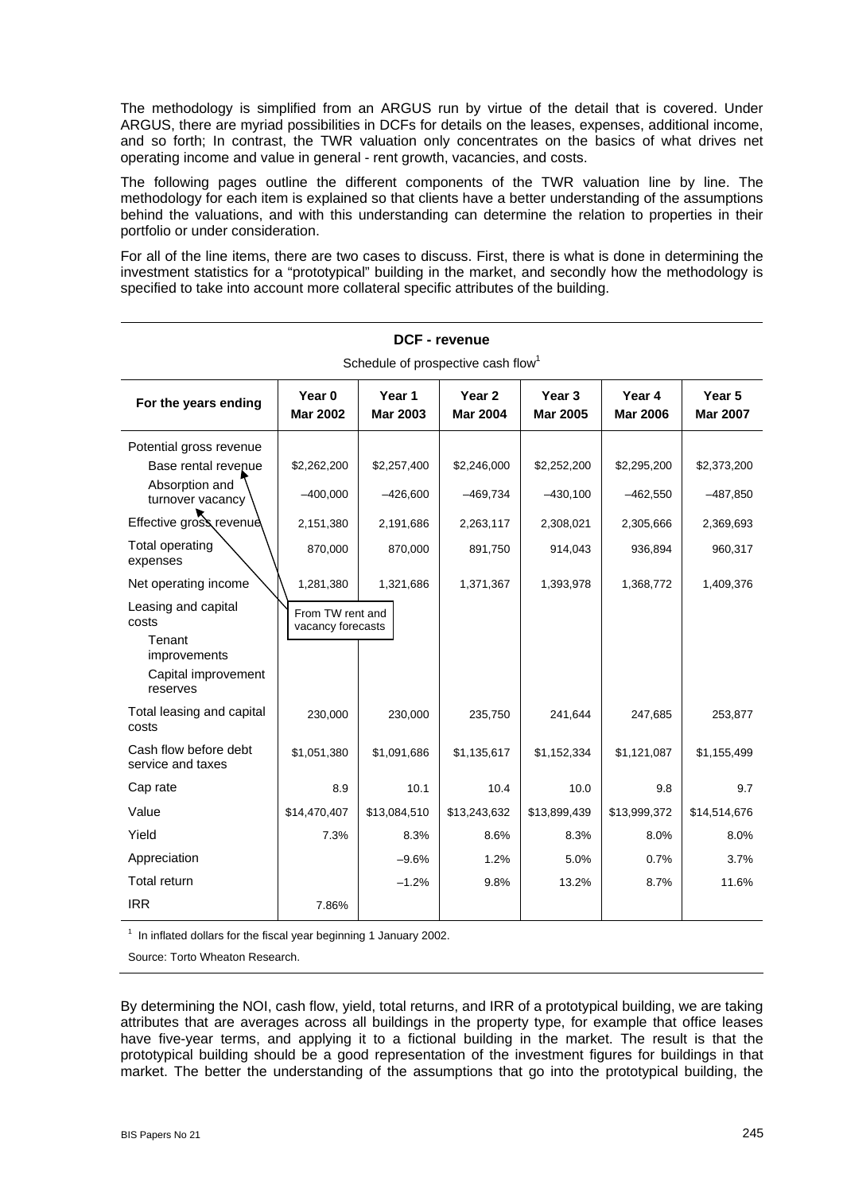The methodology is simplified from an ARGUS run by virtue of the detail that is covered. Under ARGUS, there are myriad possibilities in DCFs for details on the leases, expenses, additional income, and so forth; In contrast, the TWR valuation only concentrates on the basics of what drives net operating income and value in general - rent growth, vacancies, and costs.

The following pages outline the different components of the TWR valuation line by line. The methodology for each item is explained so that clients have a better understanding of the assumptions behind the valuations, and with this understanding can determine the relation to properties in their portfolio or under consideration.

For all of the line items, there are two cases to discuss. First, there is what is done in determining the investment statistics for a "prototypical" building in the market, and secondly how the methodology is specified to take into account more collateral specific attributes of the building.

**DCF - revenue**

Schedule of prospective cash flow[1]

| For the years ending | Year 0 Mar 2002 | Year 1 Mar 2003 | Year 2 Mar 2004 | Year 3 Mar 2005 | Year 4 Mar 2006 | Year 5 Mar 2007 |
|---|---|---|---|---|---|---|
| Potential gross revenue | | | | | | |
| Base rental revenue | $2,262,200 | $2,257,400 | $2,246,000 | $2,252,200 | $2,295,200 | $2,373,200 |
| Absorption and turnover vacancy | –400,000 | –426,600 | –469,734 | –430,100 | –462,550 | –487,850 |
| Effective gross revenue | 2,151,380 | 2,191,686 | 2,263,117 | 2,308,021 | 2,305,666 | 2,369,693 |
| Total operating expenses | 870,000 | 870,000 | 891,750 | 914,043 | 936,894 | 960,317 |
| Net operating income | 1,281,380 | 1,321,686 | 1,371,367 | 1,393,978 | 1,368,772 | 1,409,376 |
| Leasing and capital costs | | | | | | |
| Tenant improvements | | | | | | |
| Capital improvement reserves | | | | | | |
| Total leasing and capital costs | 230,000 | 230,000 | 235,750 | 241,644 | 247,685 | 253,877 |
| Cash flow before debt service and taxes | $1,051,380 | $1,091,686 | $1,135,617 | $1,152,334 | $1,121,087 | $1,155,499 |
| Cap rate | 8.9 | 10.1 | 10.4 | 10.0 | 9.8 | 9.7 |
| Value | $14,470,407 | $13,084,510 | $13,243,632 | $13,899,439 | $13,999,372 | $14,514,676 |
| Yield | 7.3% | 8.3% | 8.6% | 8.3% | 8.0% | 8.0% |
| Appreciation | | –9.6% | 1.2% | 5.0% | 0.7% | 3.7% |
| Total return | | –1.2% | 9.8% | 13.2% | 8.7% | 11.6% |
| IRR | 7.86% | | | | | |

(Annotation: "From TW rent and vacancy forecasts" — pointing to Base rental revenue and Absorption and turnover vacancy.)

[1] In inflated dollars for the fiscal year beginning 1 January 2002.

Source: Torto Wheaton Research.

By determining the NOI, cash flow, yield, total returns, and IRR of a prototypical building, we are taking attributes that are averages across all buildings in the property type, for example that office leases have five-year terms, and applying it to a fictional building in the market. The result is that the prototypical building should be a good representation of the investment figures for buildings in that market. The better the understanding of the assumptions that go into the prototypical building, the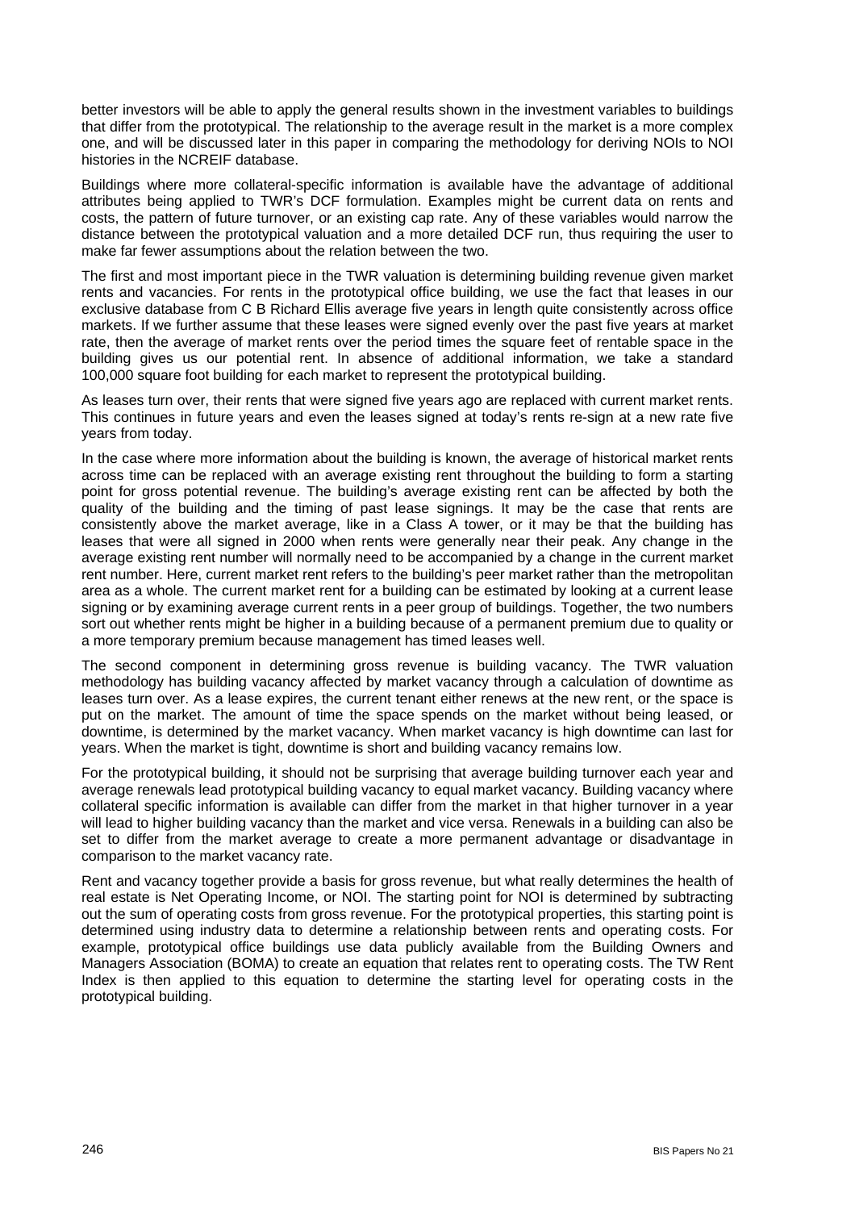better investors will be able to apply the general results shown in the investment variables to buildings that differ from the prototypical. The relationship to the average result in the market is a more complex one, and will be discussed later in this paper in comparing the methodology for deriving NOIs to NOI histories in the NCREIF database.

Buildings where more collateral-specific information is available have the advantage of additional attributes being applied to TWR's DCF formulation. Examples might be current data on rents and costs, the pattern of future turnover, or an existing cap rate. Any of these variables would narrow the distance between the prototypical valuation and a more detailed DCF run, thus requiring the user to make far fewer assumptions about the relation between the two.

The first and most important piece in the TWR valuation is determining building revenue given market rents and vacancies. For rents in the prototypical office building, we use the fact that leases in our exclusive database from C B Richard Ellis average five years in length quite consistently across office markets. If we further assume that these leases were signed evenly over the past five years at market rate, then the average of market rents over the period times the square feet of rentable space in the building gives us our potential rent. In absence of additional information, we take a standard 100,000 square foot building for each market to represent the prototypical building.

As leases turn over, their rents that were signed five years ago are replaced with current market rents. This continues in future years and even the leases signed at today's rents re-sign at a new rate five years from today.

In the case where more information about the building is known, the average of historical market rents across time can be replaced with an average existing rent throughout the building to form a starting point for gross potential revenue. The building's average existing rent can be affected by both the quality of the building and the timing of past lease signings. It may be the case that rents are consistently above the market average, like in a Class A tower, or it may be that the building has leases that were all signed in 2000 when rents were generally near their peak. Any change in the average existing rent number will normally need to be accompanied by a change in the current market rent number. Here, current market rent refers to the building's peer market rather than the metropolitan area as a whole. The current market rent for a building can be estimated by looking at a current lease signing or by examining average current rents in a peer group of buildings. Together, the two numbers sort out whether rents might be higher in a building because of a permanent premium due to quality or a more temporary premium because management has timed leases well.

The second component in determining gross revenue is building vacancy. The TWR valuation methodology has building vacancy affected by market vacancy through a calculation of downtime as leases turn over. As a lease expires, the current tenant either renews at the new rent, or the space is put on the market. The amount of time the space spends on the market without being leased, or downtime, is determined by the market vacancy. When market vacancy is high downtime can last for years. When the market is tight, downtime is short and building vacancy remains low.

For the prototypical building, it should not be surprising that average building turnover each year and average renewals lead prototypical building vacancy to equal market vacancy. Building vacancy where collateral specific information is available can differ from the market in that higher turnover in a year will lead to higher building vacancy than the market and vice versa. Renewals in a building can also be set to differ from the market average to create a more permanent advantage or disadvantage in comparison to the market vacancy rate.

Rent and vacancy together provide a basis for gross revenue, but what really determines the health of real estate is Net Operating Income, or NOI. The starting point for NOI is determined by subtracting out the sum of operating costs from gross revenue. For the prototypical properties, this starting point is determined using industry data to determine a relationship between rents and operating costs. For example, prototypical office buildings use data publicly available from the Building Owners and Managers Association (BOMA) to create an equation that relates rent to operating costs. The TW Rent Index is then applied to this equation to determine the starting level for operating costs in the prototypical building.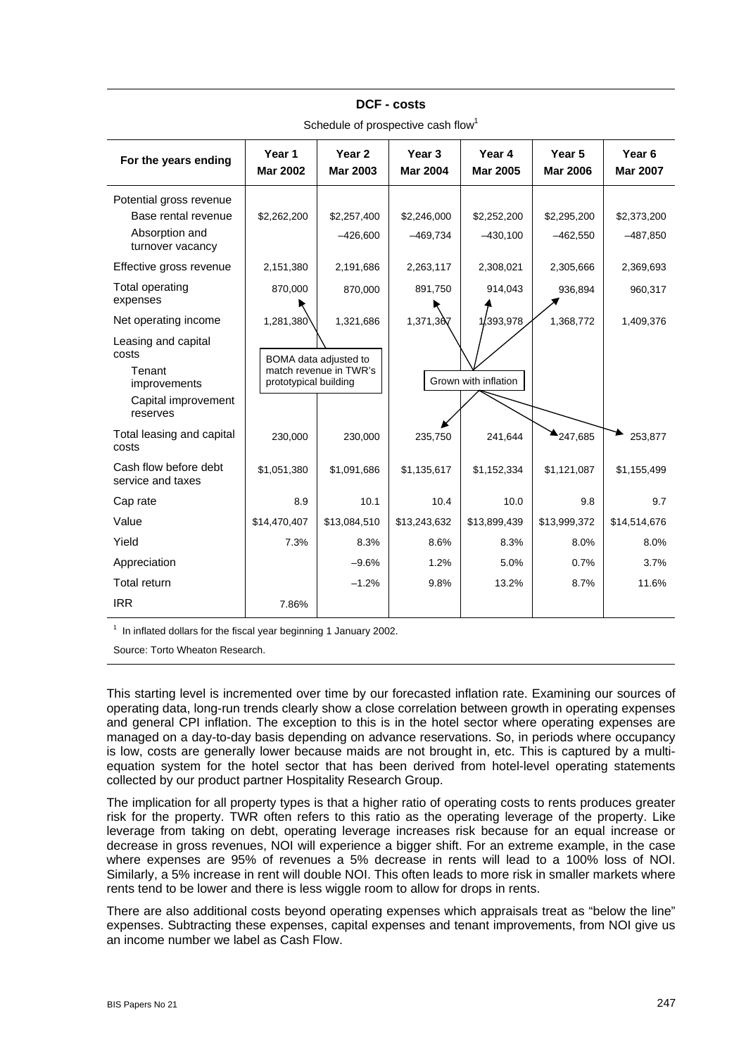**DCF - costs**

Schedule of prospective cash flow[1]

| For the years ending | Year 1 Mar 2002 | Year 2 Mar 2003 | Year 3 Mar 2004 | Year 4 Mar 2005 | Year 5 Mar 2006 | Year 6 Mar 2007 |
|---|---|---|---|---|---|---|
| Potential gross revenue | | | | | | |
| Base rental revenue | $2,262,200 | $2,257,400 | $2,246,000 | $2,252,200 | $2,295,200 | $2,373,200 |
| Absorption and turnover vacancy | | –426,600 | –469,734 | –430,100 | –462,550 | –487,850 |
| Effective gross revenue | 2,151,380 | 2,191,686 | 2,263,117 | 2,308,021 | 2,305,666 | 2,369,693 |
| Total operating expenses | 870,000 | 870,000 | 891,750 | 914,043 | 936,894 | 960,317 |
| Net operating income | 1,281,380 | 1,321,686 | 1,371,367 | 1,393,978 | 1,368,772 | 1,409,376 |
| Leasing and capital costs | | | | | | |
| Tenant improvements | | | | | | |
| Capital improvement reserves | | | | | | |
| Total leasing and capital costs | 230,000 | 230,000 | 235,750 | 241,644 | 247,685 | 253,877 |
| Cash flow before debt service and taxes | $1,051,380 | $1,091,686 | $1,135,617 | $1,152,334 | $1,121,087 | $1,155,499 |
| Cap rate | 8.9 | 10.1 | 10.4 | 10.0 | 9.8 | 9.7 |
| Value | $14,470,407 | $13,084,510 | $13,243,632 | $13,899,439 | $13,999,372 | $14,514,676 |
| Yield | 7.3% | 8.3% | 8.6% | 8.3% | 8.0% | 8.0% |
| Appreciation | | –9.6% | 1.2% | 5.0% | 0.7% | 3.7% |
| Total return | | –1.2% | 9.8% | 13.2% | 8.7% | 11.6% |
| IRR | 7.86% | | | | | |

Annotations: "BOMA data adjusted to match revenue in TWR's prototypical building" (Years 1–2 operating expenses and leasing and capital costs); "Grown with inflation" (Years 3–6).

[1] In inflated dollars for the fiscal year beginning 1 January 2002.

Source: Torto Wheaton Research.

This starting level is incremented over time by our forecasted inflation rate. Examining our sources of operating data, long-run trends clearly show a close correlation between growth in operating expenses and general CPI inflation. The exception to this is in the hotel sector where operating expenses are managed on a day-to-day basis depending on advance reservations. So, in periods where occupancy is low, costs are generally lower because maids are not brought in, etc. This is captured by a multi-equation system for the hotel sector that has been derived from hotel-level operating statements collected by our product partner Hospitality Research Group.

The implication for all property types is that a higher ratio of operating costs to rents produces greater risk for the property. TWR often refers to this ratio as the operating leverage of the property. Like leverage from taking on debt, operating leverage increases risk because for an equal increase or decrease in gross revenues, NOI will experience a bigger shift. For an extreme example, in the case where expenses are 95% of revenues a 5% decrease in rents will lead to a 100% loss of NOI. Similarly, a 5% increase in rent will double NOI. This often leads to more risk in smaller markets where rents tend to be lower and there is less wiggle room to allow for drops in rents.

There are also additional costs beyond operating expenses which appraisals treat as "below the line" expenses. Subtracting these expenses, capital expenses and tenant improvements, from NOI give us an income number we label as Cash Flow.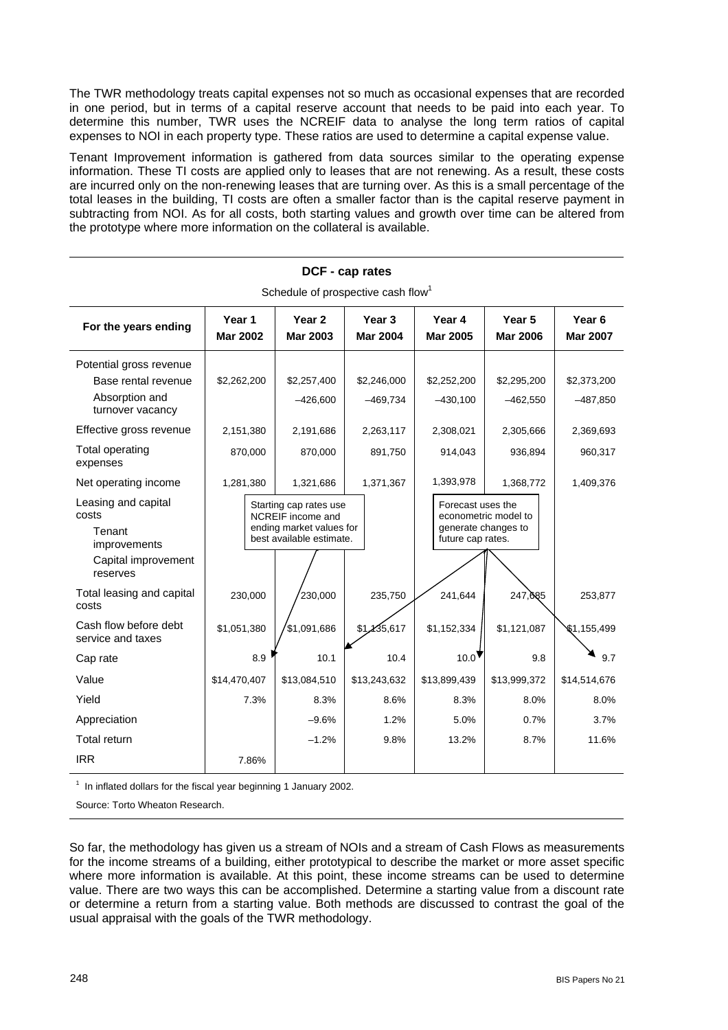The TWR methodology treats capital expenses not so much as occasional expenses that are recorded in one period, but in terms of a capital reserve account that needs to be paid into each year. To determine this number, TWR uses the NCREIF data to analyse the long term ratios of capital expenses to NOI in each property type. These ratios are used to determine a capital expense value.

Tenant Improvement information is gathered from data sources similar to the operating expense information. These TI costs are applied only to leases that are not renewing. As a result, these costs are incurred only on the non-renewing leases that are turning over. As this is a small percentage of the total leases in the building, TI costs are often a smaller factor than is the capital reserve payment in subtracting from NOI. As for all costs, both starting values and growth over time can be altered from the prototype where more information on the collateral is available.

**DCF - cap rates**

Schedule of prospective cash flow[1]

| For the years ending | Year 1 Mar 2002 | Year 2 Mar 2003 | Year 3 Mar 2004 | Year 4 Mar 2005 | Year 5 Mar 2006 | Year 6 Mar 2007 |
|---|---|---|---|---|---|---|
| Potential gross revenue | | | | | | |
| Base rental revenue | $2,262,200 | $2,257,400 | $2,246,000 | $2,252,200 | $2,295,200 | $2,373,200 |
| Absorption and turnover vacancy | | –426,600 | –469,734 | –430,100 | –462,550 | –487,850 |
| Effective gross revenue | 2,151,380 | 2,191,686 | 2,263,117 | 2,308,021 | 2,305,666 | 2,369,693 |
| Total operating expenses | 870,000 | 870,000 | 891,750 | 914,043 | 936,894 | 960,317 |
| Net operating income | 1,281,380 | 1,321,686 | 1,371,367 | 1,393,978 | 1,368,772 | 1,409,376 |
| Leasing and capital costs | | | | | | |
| Tenant improvements | | | | | | |
| Capital improvement reserves | | | | | | |
| Total leasing and capital costs | 230,000 | 230,000 | 235,750 | 241,644 | 247,685 | 253,877 |
| Cash flow before debt service and taxes | $1,051,380 | $1,091,686 | $1,135,617 | $1,152,334 | $1,121,087 | $1,155,499 |
| Cap rate | 8.9 | 10.1 | 10.4 | 10.0 | 9.8 | 9.7 |
| Value | $14,470,407 | $13,084,510 | $13,243,632 | $13,899,439 | $13,999,372 | $14,514,676 |
| Yield | 7.3% | 8.3% | 8.6% | 8.3% | 8.0% | 8.0% |
| Appreciation | | –9.6% | 1.2% | 5.0% | 0.7% | 3.7% |
| Total return | | –1.2% | 9.8% | 13.2% | 8.7% | 11.6% |
| IRR | 7.86% | | | | | |

Starting cap rates use NCREIF income and ending market values for best available estimate.

Forecast uses the econometric model to generate changes to future cap rates.

[1] In inflated dollars for the fiscal year beginning 1 January 2002.

Source: Torto Wheaton Research.

So far, the methodology has given us a stream of NOIs and a stream of Cash Flows as measurements for the income streams of a building, either prototypical to describe the market or more asset specific where more information is available. At this point, these income streams can be used to determine value. There are two ways this can be accomplished. Determine a starting value from a discount rate or determine a return from a starting value. Both methods are discussed to contrast the goal of the usual appraisal with the goals of the TWR methodology.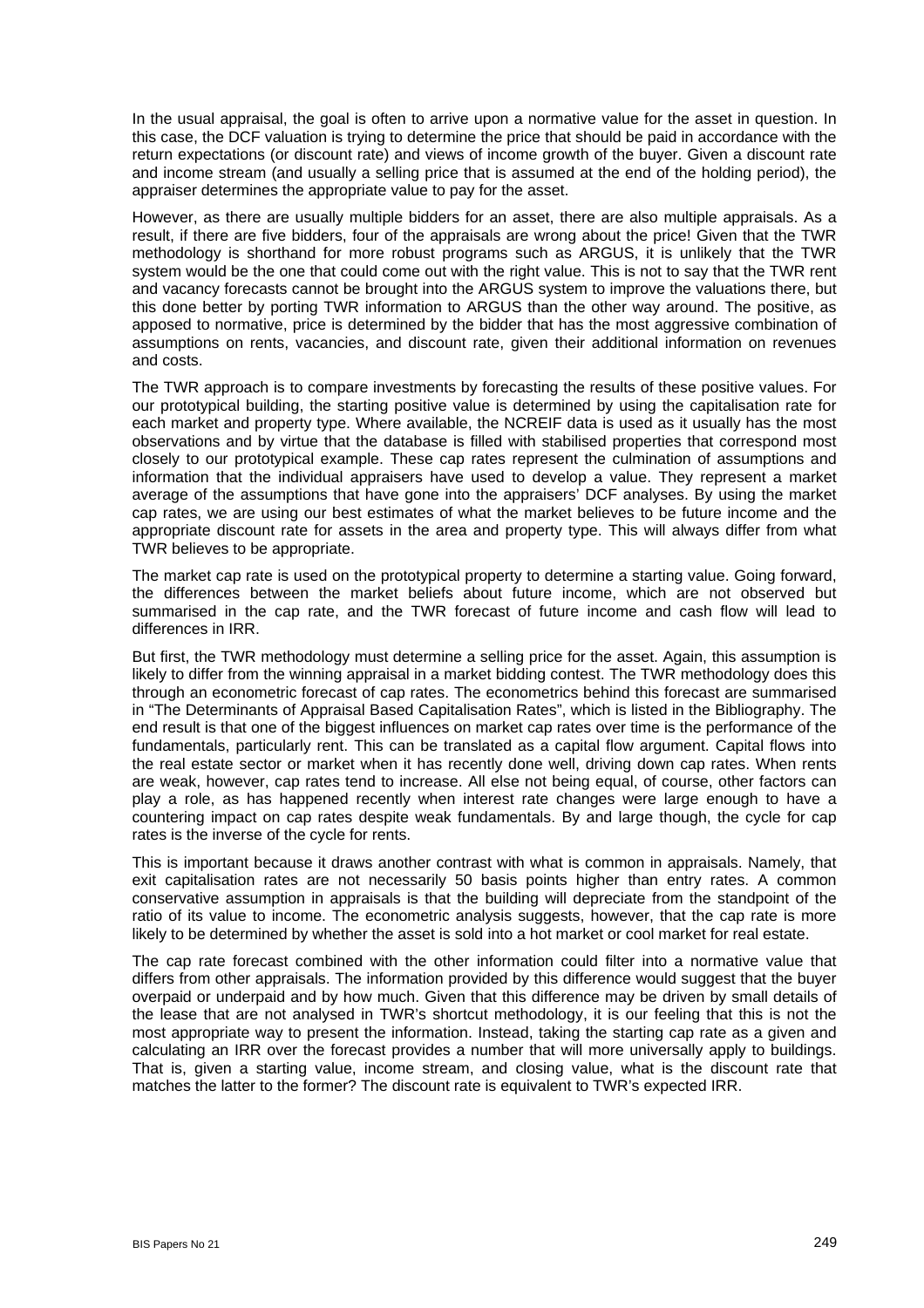In the usual appraisal, the goal is often to arrive upon a normative value for the asset in question. In this case, the DCF valuation is trying to determine the price that should be paid in accordance with the return expectations (or discount rate) and views of income growth of the buyer. Given a discount rate and income stream (and usually a selling price that is assumed at the end of the holding period), the appraiser determines the appropriate value to pay for the asset.

However, as there are usually multiple bidders for an asset, there are also multiple appraisals. As a result, if there are five bidders, four of the appraisals are wrong about the price! Given that the TWR methodology is shorthand for more robust programs such as ARGUS, it is unlikely that the TWR system would be the one that could come out with the right value. This is not to say that the TWR rent and vacancy forecasts cannot be brought into the ARGUS system to improve the valuations there, but this done better by porting TWR information to ARGUS than the other way around. The positive, as apposed to normative, price is determined by the bidder that has the most aggressive combination of assumptions on rents, vacancies, and discount rate, given their additional information on revenues and costs.

The TWR approach is to compare investments by forecasting the results of these positive values. For our prototypical building, the starting positive value is determined by using the capitalisation rate for each market and property type. Where available, the NCREIF data is used as it usually has the most observations and by virtue that the database is filled with stabilised properties that correspond most closely to our prototypical example. These cap rates represent the culmination of assumptions and information that the individual appraisers have used to develop a value. They represent a market average of the assumptions that have gone into the appraisers' DCF analyses. By using the market cap rates, we are using our best estimates of what the market believes to be future income and the appropriate discount rate for assets in the area and property type. This will always differ from what TWR believes to be appropriate.

The market cap rate is used on the prototypical property to determine a starting value. Going forward, the differences between the market beliefs about future income, which are not observed but summarised in the cap rate, and the TWR forecast of future income and cash flow will lead to differences in IRR.

But first, the TWR methodology must determine a selling price for the asset. Again, this assumption is likely to differ from the winning appraisal in a market bidding contest. The TWR methodology does this through an econometric forecast of cap rates. The econometrics behind this forecast are summarised in "The Determinants of Appraisal Based Capitalisation Rates", which is listed in the Bibliography. The end result is that one of the biggest influences on market cap rates over time is the performance of the fundamentals, particularly rent. This can be translated as a capital flow argument. Capital flows into the real estate sector or market when it has recently done well, driving down cap rates. When rents are weak, however, cap rates tend to increase. All else not being equal, of course, other factors can play a role, as has happened recently when interest rate changes were large enough to have a countering impact on cap rates despite weak fundamentals. By and large though, the cycle for cap rates is the inverse of the cycle for rents.

This is important because it draws another contrast with what is common in appraisals. Namely, that exit capitalisation rates are not necessarily 50 basis points higher than entry rates. A common conservative assumption in appraisals is that the building will depreciate from the standpoint of the ratio of its value to income. The econometric analysis suggests, however, that the cap rate is more likely to be determined by whether the asset is sold into a hot market or cool market for real estate.

The cap rate forecast combined with the other information could filter into a normative value that differs from other appraisals. The information provided by this difference would suggest that the buyer overpaid or underpaid and by how much. Given that this difference may be driven by small details of the lease that are not analysed in TWR's shortcut methodology, it is our feeling that this is not the most appropriate way to present the information. Instead, taking the starting cap rate as a given and calculating an IRR over the forecast provides a number that will more universally apply to buildings. That is, given a starting value, income stream, and closing value, what is the discount rate that matches the latter to the former? The discount rate is equivalent to TWR's expected IRR.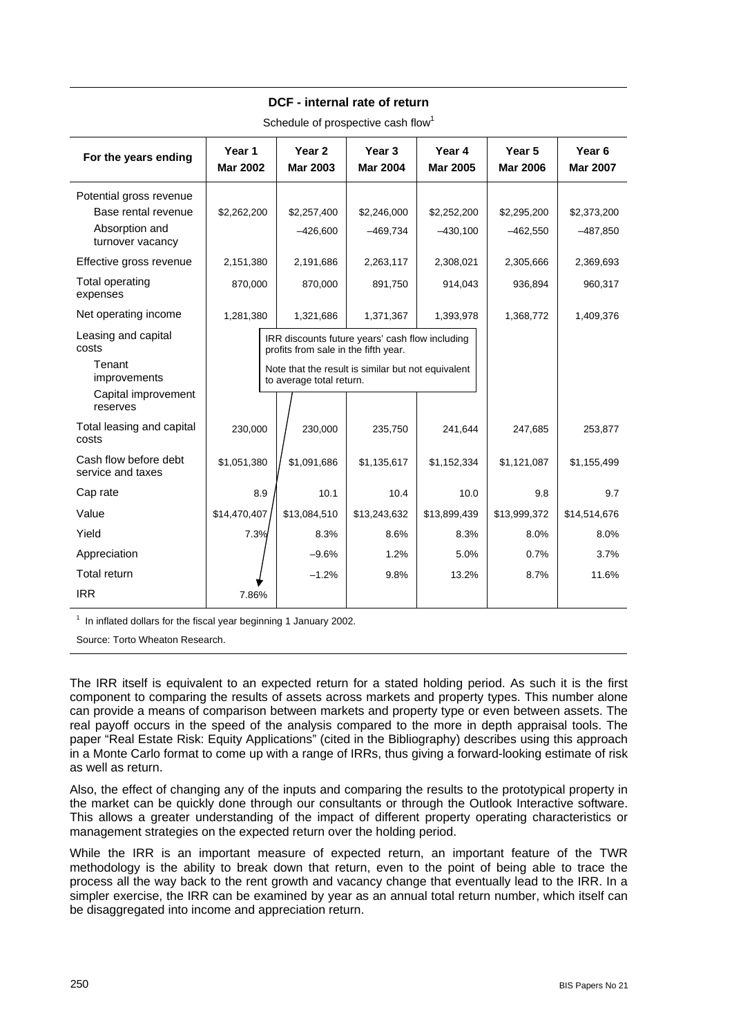**DCF - internal rate of return**

Schedule of prospective cash flow[1]

| For the years ending | Year 1 Mar 2002 | Year 2 Mar 2003 | Year 3 Mar 2004 | Year 4 Mar 2005 | Year 5 Mar 2006 | Year 6 Mar 2007 |
|---|---|---|---|---|---|---|
| Potential gross revenue | | | | | | |
| Base rental revenue | $2,262,200 | $2,257,400 | $2,246,000 | $2,252,200 | $2,295,200 | $2,373,200 |
| Absorption and turnover vacancy | | –426,600 | –469,734 | –430,100 | –462,550 | –487,850 |
| Effective gross revenue | 2,151,380 | 2,191,686 | 2,263,117 | 2,308,021 | 2,305,666 | 2,369,693 |
| Total operating expenses | 870,000 | 870,000 | 891,750 | 914,043 | 936,894 | 960,317 |
| Net operating income | 1,281,380 | 1,321,686 | 1,371,367 | 1,393,978 | 1,368,772 | 1,409,376 |
| Leasing and capital costs | | | | | | |
| Tenant improvements | | | | | | |
| Capital improvement reserves | | | | | | |
| Total leasing and capital costs | 230,000 | 230,000 | 235,750 | 241,644 | 247,685 | 253,877 |
| Cash flow before debt service and taxes | $1,051,380 | $1,091,686 | $1,135,617 | $1,152,334 | $1,121,087 | $1,155,499 |
| Cap rate | 8.9 | 10.1 | 10.4 | 10.0 | 9.8 | 9.7 |
| Value | $14,470,407 | $13,084,510 | $13,243,632 | $13,899,439 | $13,999,372 | $14,514,676 |
| Yield | 7.3% | 8.3% | 8.6% | 8.3% | 8.0% | 8.0% |
| Appreciation | | –9.6% | 1.2% | 5.0% | 0.7% | 3.7% |
| Total return | | –1.2% | 9.8% | 13.2% | 8.7% | 11.6% |
| IRR | 7.86% | | | | | |

IRR discounts future years' cash flow including profits from sale in the fifth year.

Note that the result is similar but not equivalent to average total return.

[1] In inflated dollars for the fiscal year beginning 1 January 2002.

Source: Torto Wheaton Research.

The IRR itself is equivalent to an expected return for a stated holding period. As such it is the first component to comparing the results of assets across markets and property types. This number alone can provide a means of comparison between markets and property type or even between assets. The real payoff occurs in the speed of the analysis compared to the more in depth appraisal tools. The paper "Real Estate Risk: Equity Applications" (cited in the Bibliography) describes using this approach in a Monte Carlo format to come up with a range of IRRs, thus giving a forward-looking estimate of risk as well as return.

Also, the effect of changing any of the inputs and comparing the results to the prototypical property in the market can be quickly done through our consultants or through the Outlook Interactive software. This allows a greater understanding of the impact of different property operating characteristics or management strategies on the expected return over the holding period.

While the IRR is an important measure of expected return, an important feature of the TWR methodology is the ability to break down that return, even to the point of being able to trace the process all the way back to the rent growth and vacancy change that eventually lead to the IRR. In a simpler exercise, the IRR can be examined by year as an annual total return number, which itself can be disaggregated into income and appreciation return.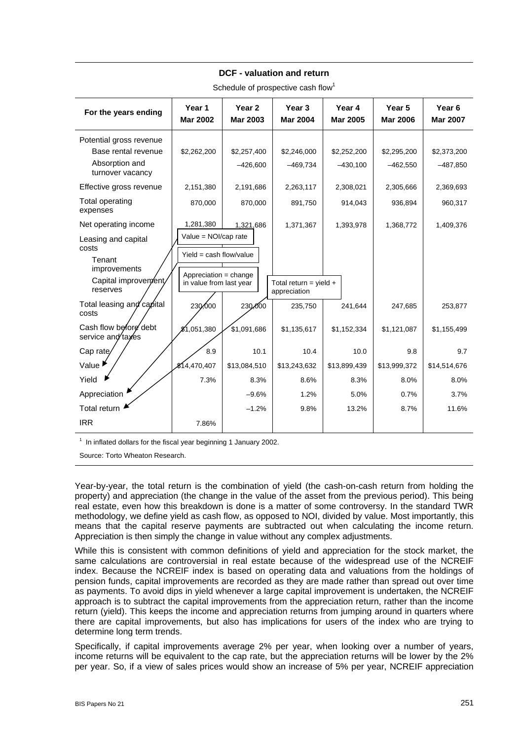**DCF - valuation and return**

Schedule of prospective cash flow[1]

| For the years ending | Year 1 Mar 2002 | Year 2 Mar 2003 | Year 3 Mar 2004 | Year 4 Mar 2005 | Year 5 Mar 2006 | Year 6 Mar 2007 |
|---|---|---|---|---|---|---|
| Potential gross revenue | | | | | | |
| Base rental revenue | $2,262,200 | $2,257,400 | $2,246,000 | $2,252,200 | $2,295,200 | $2,373,200 |
| Absorption and turnover vacancy | | –426,600 | –469,734 | –430,100 | –462,550 | –487,850 |
| Effective gross revenue | 2,151,380 | 2,191,686 | 2,263,117 | 2,308,021 | 2,305,666 | 2,369,693 |
| Total operating expenses | 870,000 | 870,000 | 891,750 | 914,043 | 936,894 | 960,317 |
| Net operating income | 1,281,380 | 1,321,686 | 1,371,367 | 1,393,978 | 1,368,772 | 1,409,376 |
| Leasing and capital costs | | | | | | |
| Tenant improvements | | | | | | |
| Capital improvement reserves | | | | | | |
| Total leasing and capital costs | 230,000 | 230,000 | 235,750 | 241,644 | 247,685 | 253,877 |
| Cash flow before debt service and taxes | $1,051,380 | $1,091,686 | $1,135,617 | $1,152,334 | $1,121,087 | $1,155,499 |
| Cap rate | 8.9 | 10.1 | 10.4 | 10.0 | 9.8 | 9.7 |
| Value | $14,470,407 | $13,084,510 | $13,243,632 | $13,899,439 | $13,999,372 | $14,514,676 |
| Yield | 7.3% | 8.3% | 8.6% | 8.3% | 8.0% | 8.0% |
| Appreciation | | –9.6% | 1.2% | 5.0% | 0.7% | 3.7% |
| Total return | | –1.2% | 9.8% | 13.2% | 8.7% | 11.6% |
| IRR | 7.86% | | | | | |

Annotations: Value = NOI/cap rate; Yield = cash flow/value; Appreciation = change in value from last year; Total return = yield + appreciation

[1] In inflated dollars for the fiscal year beginning 1 January 2002.

Source: Torto Wheaton Research.

Year-by-year, the total return is the combination of yield (the cash-on-cash return from holding the property) and appreciation (the change in the value of the asset from the previous period). This being real estate, even how this breakdown is done is a matter of some controversy. In the standard TWR methodology, we define yield as cash flow, as opposed to NOI, divided by value. Most importantly, this means that the capital reserve payments are subtracted out when calculating the income return. Appreciation is then simply the change in value without any complex adjustments.

While this is consistent with common definitions of yield and appreciation for the stock market, the same calculations are controversial in real estate because of the widespread use of the NCREIF index. Because the NCREIF index is based on operating data and valuations from the holdings of pension funds, capital improvements are recorded as they are made rather than spread out over time as payments. To avoid dips in yield whenever a large capital improvement is undertaken, the NCREIF approach is to subtract the capital improvements from the appreciation return, rather than the income return (yield). This keeps the income and appreciation returns from jumping around in quarters where there are capital improvements, but also has implications for users of the index who are trying to determine long term trends.

Specifically, if capital improvements average 2% per year, when looking over a number of years, income returns will be equivalent to the cap rate, but the appreciation returns will be lower by the 2% per year. So, if a view of sales prices would show an increase of 5% per year, NCREIF appreciation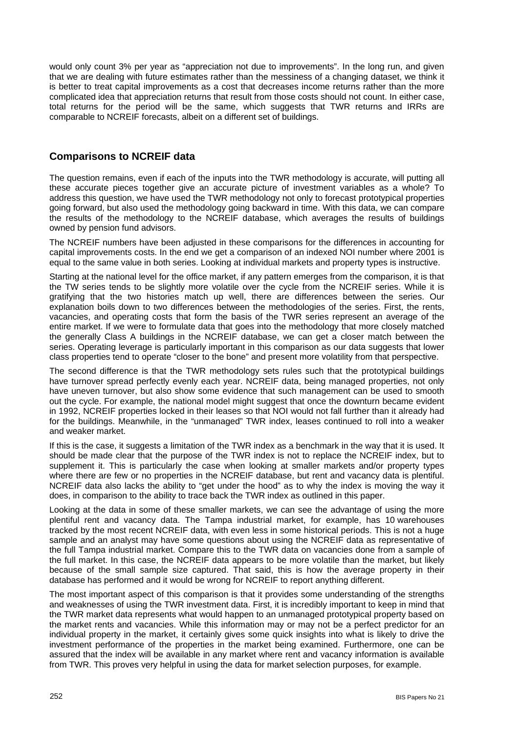would only count 3% per year as "appreciation not due to improvements". In the long run, and given that we are dealing with future estimates rather than the messiness of a changing dataset, we think it is better to treat capital improvements as a cost that decreases income returns rather than the more complicated idea that appreciation returns that result from those costs should not count. In either case, total returns for the period will be the same, which suggests that TWR returns and IRRs are comparable to NCREIF forecasts, albeit on a different set of buildings.

## Comparisons to NCREIF data

The question remains, even if each of the inputs into the TWR methodology is accurate, will putting all these accurate pieces together give an accurate picture of investment variables as a whole? To address this question, we have used the TWR methodology not only to forecast prototypical properties going forward, but also used the methodology going backward in time. With this data, we can compare the results of the methodology to the NCREIF database, which averages the results of buildings owned by pension fund advisors.

The NCREIF numbers have been adjusted in these comparisons for the differences in accounting for capital improvements costs. In the end we get a comparison of an indexed NOI number where 2001 is equal to the same value in both series. Looking at individual markets and property types is instructive.

Starting at the national level for the office market, if any pattern emerges from the comparison, it is that the TW series tends to be slightly more volatile over the cycle from the NCREIF series. While it is gratifying that the two histories match up well, there are differences between the series. Our explanation boils down to two differences between the methodologies of the series. First, the rents, vacancies, and operating costs that form the basis of the TWR series represent an average of the entire market. If we were to formulate data that goes into the methodology that more closely matched the generally Class A buildings in the NCREIF database, we can get a closer match between the series. Operating leverage is particularly important in this comparison as our data suggests that lower class properties tend to operate "closer to the bone" and present more volatility from that perspective.

The second difference is that the TWR methodology sets rules such that the prototypical buildings have turnover spread perfectly evenly each year. NCREIF data, being managed properties, not only have uneven turnover, but also show some evidence that such management can be used to smooth out the cycle. For example, the national model might suggest that once the downturn became evident in 1992, NCREIF properties locked in their leases so that NOI would not fall further than it already had for the buildings. Meanwhile, in the "unmanaged" TWR index, leases continued to roll into a weaker and weaker market.

If this is the case, it suggests a limitation of the TWR index as a benchmark in the way that it is used. It should be made clear that the purpose of the TWR index is not to replace the NCREIF index, but to supplement it. This is particularly the case when looking at smaller markets and/or property types where there are few or no properties in the NCREIF database, but rent and vacancy data is plentiful. NCREIF data also lacks the ability to "get under the hood" as to why the index is moving the way it does, in comparison to the ability to trace back the TWR index as outlined in this paper.

Looking at the data in some of these smaller markets, we can see the advantage of using the more plentiful rent and vacancy data. The Tampa industrial market, for example, has 10 warehouses tracked by the most recent NCREIF data, with even less in some historical periods. This is not a huge sample and an analyst may have some questions about using the NCREIF data as representative of the full Tampa industrial market. Compare this to the TWR data on vacancies done from a sample of the full market. In this case, the NCREIF data appears to be more volatile than the market, but likely because of the small sample size captured. That said, this is how the average property in their database has performed and it would be wrong for NCREIF to report anything different.

The most important aspect of this comparison is that it provides some understanding of the strengths and weaknesses of using the TWR investment data. First, it is incredibly important to keep in mind that the TWR market data represents what would happen to an unmanaged prototypical property based on the market rents and vacancies. While this information may or may not be a perfect predictor for an individual property in the market, it certainly gives some quick insights into what is likely to drive the investment performance of the properties in the market being examined. Furthermore, one can be assured that the index will be available in any market where rent and vacancy information is available from TWR. This proves very helpful in using the data for market selection purposes, for example.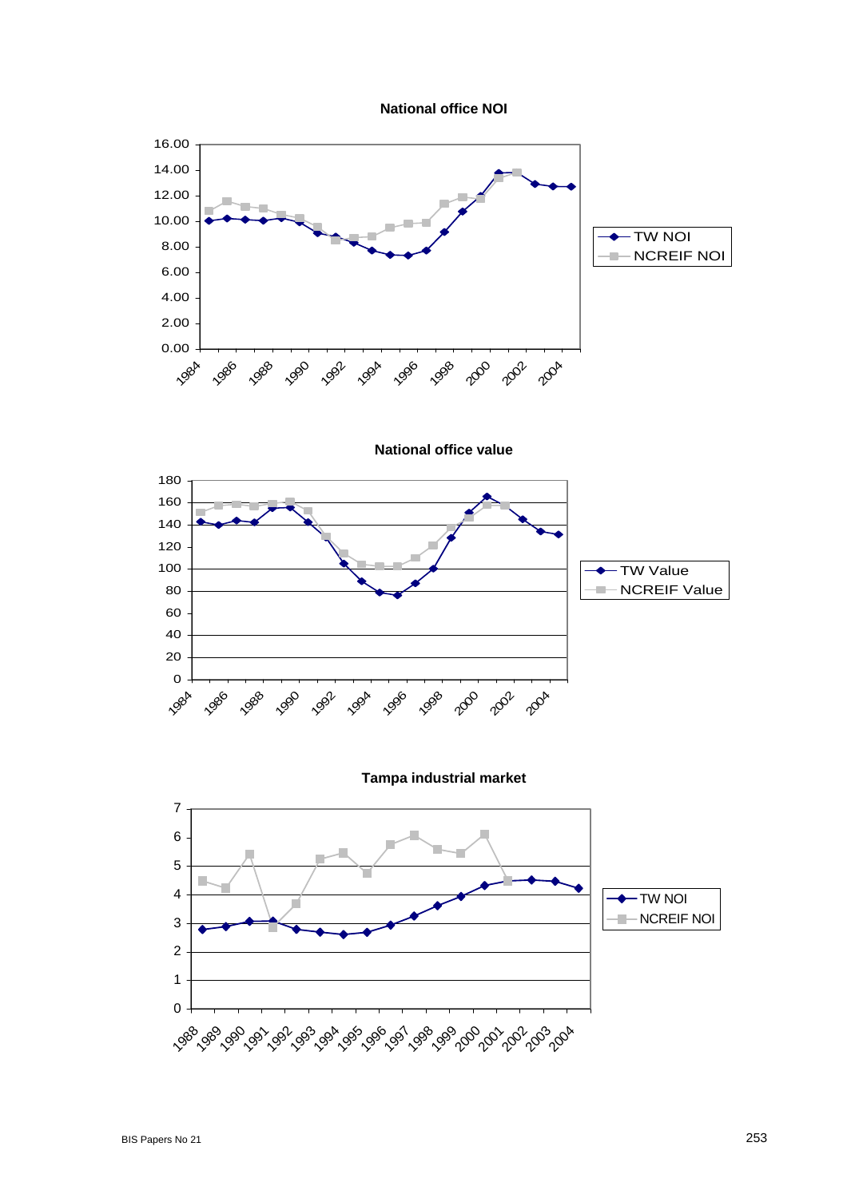**National office NOI**

**National office value**

**Tampa industrial market**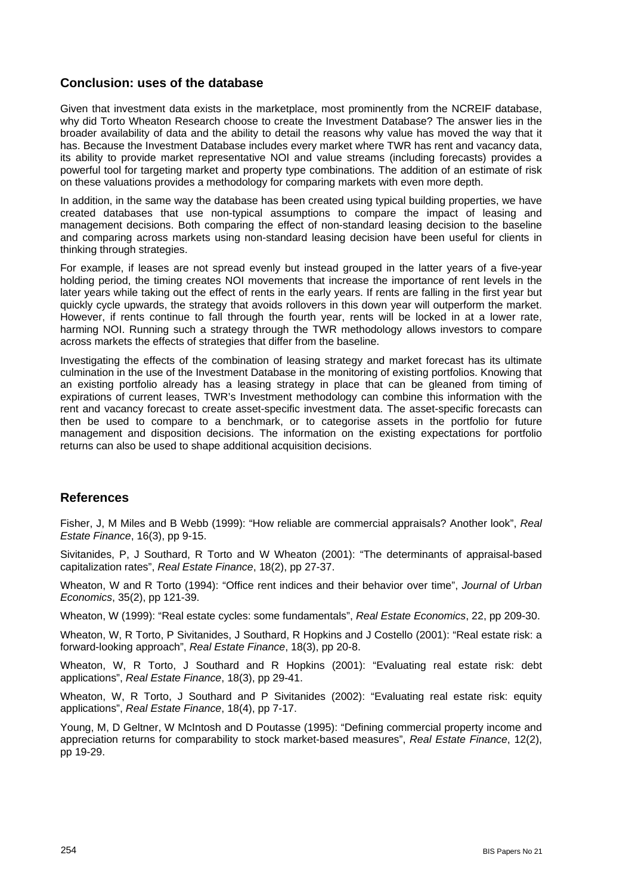## Conclusion: uses of the database

Given that investment data exists in the marketplace, most prominently from the NCREIF database, why did Torto Wheaton Research choose to create the Investment Database? The answer lies in the broader availability of data and the ability to detail the reasons why value has moved the way that it has. Because the Investment Database includes every market where TWR has rent and vacancy data, its ability to provide market representative NOI and value streams (including forecasts) provides a powerful tool for targeting market and property type combinations. The addition of an estimate of risk on these valuations provides a methodology for comparing markets with even more depth.

In addition, in the same way the database has been created using typical building properties, we have created databases that use non-typical assumptions to compare the impact of leasing and management decisions. Both comparing the effect of non-standard leasing decision to the baseline and comparing across markets using non-standard leasing decision have been useful for clients in thinking through strategies.

For example, if leases are not spread evenly but instead grouped in the latter years of a five-year holding period, the timing creates NOI movements that increase the importance of rent levels in the later years while taking out the effect of rents in the early years. If rents are falling in the first year but quickly cycle upwards, the strategy that avoids rollovers in this down year will outperform the market. However, if rents continue to fall through the fourth year, rents will be locked in at a lower rate, harming NOI. Running such a strategy through the TWR methodology allows investors to compare across markets the effects of strategies that differ from the baseline.

Investigating the effects of the combination of leasing strategy and market forecast has its ultimate culmination in the use of the Investment Database in the monitoring of existing portfolios. Knowing that an existing portfolio already has a leasing strategy in place that can be gleaned from timing of expirations of current leases, TWR's Investment methodology can combine this information with the rent and vacancy forecast to create asset-specific investment data. The asset-specific forecasts can then be used to compare to a benchmark, or to categorise assets in the portfolio for future management and disposition decisions. The information on the existing expectations for portfolio returns can also be used to shape additional acquisition decisions.

## References

Fisher, J, M Miles and B Webb (1999): "How reliable are commercial appraisals? Another look", *Real Estate Finance*, 16(3), pp 9-15.

Sivitanides, P, J Southard, R Torto and W Wheaton (2001): "The determinants of appraisal-based capitalization rates", *Real Estate Finance*, 18(2), pp 27-37.

Wheaton, W and R Torto (1994): "Office rent indices and their behavior over time", *Journal of Urban Economics*, 35(2), pp 121-39.

Wheaton, W (1999): "Real estate cycles: some fundamentals", *Real Estate Economics*, 22, pp 209-30.

Wheaton, W, R Torto, P Sivitanides, J Southard, R Hopkins and J Costello (2001): "Real estate risk: a forward-looking approach", *Real Estate Finance*, 18(3), pp 20-8.

Wheaton, W, R Torto, J Southard and R Hopkins (2001): "Evaluating real estate risk: debt applications", *Real Estate Finance*, 18(3), pp 29-41.

Wheaton, W, R Torto, J Southard and P Sitivanides (2002): "Evaluating real estate risk: equity applications", *Real Estate Finance*, 18(4), pp 7-17.

Young, M, D Geltner, W McIntosh and D Poutasse (1995): "Defining commercial property income and appreciation returns for comparability to stock market-based measures", *Real Estate Finance*, 12(2), pp 19-29.